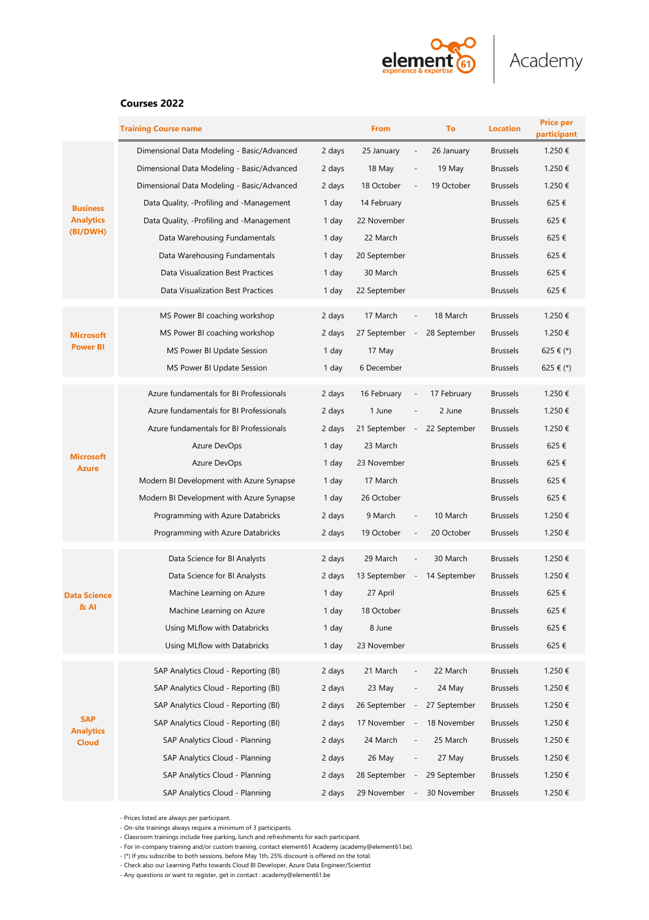element61 experience & expertise | Academy

## Courses 2022

| | Training Course name | | From | | To | Location | Price per participant |
|---|---|---|---|---|---|---|---|
| **Business Analytics (BI/DWH)** | Dimensional Data Modeling - Basic/Advanced | 2 days | 25 January | - | 26 January | Brussels | 1.250 € |
| | Dimensional Data Modeling - Basic/Advanced | 2 days | 18 May | - | 19 May | Brussels | 1.250 € |
| | Dimensional Data Modeling - Basic/Advanced | 2 days | 18 October | - | 19 October | Brussels | 1.250 € |
| | Data Quality, -Profiling and -Management | 1 day | 14 February | | | Brussels | 625 € |
| | Data Quality, -Profiling and -Management | 1 day | 22 November | | | Brussels | 625 € |
| | Data Warehousing Fundamentals | 1 day | 22 March | | | Brussels | 625 € |
| | Data Warehousing Fundamentals | 1 day | 20 September | | | Brussels | 625 € |
| | Data Visualization Best Practices | 1 day | 30 March | | | Brussels | 625 € |
| | Data Visualization Best Practices | 1 day | 22 September | | | Brussels | 625 € |
| **Microsoft Power BI** | MS Power BI coaching workshop | 2 days | 17 March | - | 18 March | Brussels | 1.250 € |
| | MS Power BI coaching workshop | 2 days | 27 September | - | 28 September | Brussels | 1.250 € |
| | MS Power BI Update Session | 1 day | 17 May | | | Brussels | 625 € (*) |
| | MS Power BI Update Session | 1 day | 6 December | | | Brussels | 625 € (*) |
| **Microsoft Azure** | Azure fundamentals for BI Professionals | 2 days | 16 February | - | 17 February | Brussels | 1.250 € |
| | Azure fundamentals for BI Professionals | 2 days | 1 June | - | 2 June | Brussels | 1.250 € |
| | Azure fundamentals for BI Professionals | 2 days | 21 September | - | 22 September | Brussels | 1.250 € |
| | Azure DevOps | 1 day | 23 March | | | Brussels | 625 € |
| | Azure DevOps | 1 day | 23 November | | | Brussels | 625 € |
| | Modern BI Development with Azure Synapse | 1 day | 17 March | | | Brussels | 625 € |
| | Modern BI Development with Azure Synapse | 1 day | 26 October | | | Brussels | 625 € |
| | Programming with Azure Databricks | 2 days | 9 March | - | 10 March | Brussels | 1.250 € |
| | Programming with Azure Databricks | 2 days | 19 October | - | 20 October | Brussels | 1.250 € |
| **Data Science & AI** | Data Science for BI Analysts | 2 days | 29 March | - | 30 March | Brussels | 1.250 € |
| | Data Science for BI Analysts | 2 days | 13 September | - | 14 September | Brussels | 1.250 € |
| | Machine Learning on Azure | 1 day | 27 April | | | Brussels | 625 € |
| | Machine Learning on Azure | 1 day | 18 October | | | Brussels | 625 € |
| | Using MLflow with Databricks | 1 day | 8 June | | | Brussels | 625 € |
| | Using MLflow with Databricks | 1 day | 23 November | | | Brussels | 625 € |
| **SAP Analytics Cloud** | SAP Analytics Cloud - Reporting (BI) | 2 days | 21 March | - | 22 March | Brussels | 1.250 € |
| | SAP Analytics Cloud - Reporting (BI) | 2 days | 23 May | - | 24 May | Brussels | 1.250 € |
| | SAP Analytics Cloud - Reporting (BI) | 2 days | 26 September | - | 27 September | Brussels | 1.250 € |
| | SAP Analytics Cloud - Reporting (BI) | 2 days | 17 November | - | 18 November | Brussels | 1.250 € |
| | SAP Analytics Cloud - Planning | 2 days | 24 March | - | 25 March | Brussels | 1.250 € |
| | SAP Analytics Cloud - Planning | 2 days | 26 May | - | 27 May | Brussels | 1.250 € |
| | SAP Analytics Cloud - Planning | 2 days | 28 September | - | 29 September | Brussels | 1.250 € |
| | SAP Analytics Cloud - Planning | 2 days | 29 November | - | 30 November | Brussels | 1.250 € |

- Prices listed are always per participant.
- On-site trainings always require a minimum of 3 participants.
- Classroom trainings include free parking, lunch and refreshments for each participant.
- For in-company training and/or custom training, contact element61 Academy (academy@element61.be).
- (*) If you subscribe to both sessions, before May 1th, 25% discount is offered on the total.
- Check also our Learning Paths towards Cloud BI Developer, Azure Data Engineer/Scientist
- Any questions or want to register, get in contact : academy@element61.be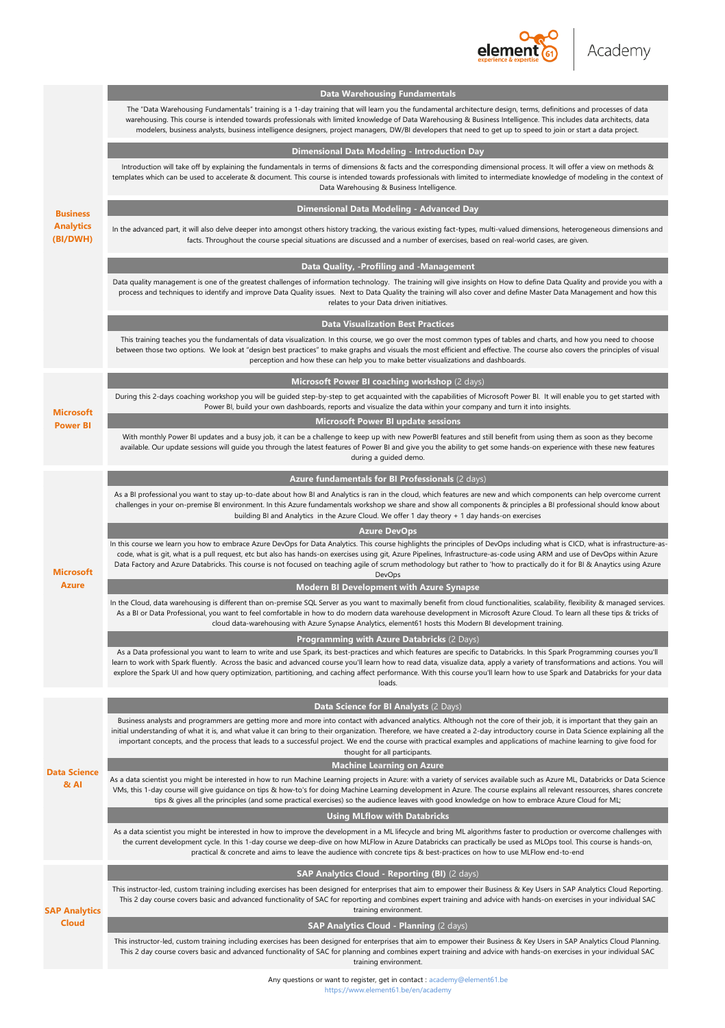## Business Analytics (BI/DWH)

### Data Warehousing Fundamentals

The "Data Warehousing Fundamentals" training is a 1-day training that will learn you the fundamental architecture design, terms, definitions and processes of data warehousing. This course is intended towards professionals with limited knowledge of Data Warehousing & Business Intelligence. This includes data architects, data modelers, business analysts, business intelligence designers, project managers, DW/BI developers that need to get up to speed to join or start a data project.

### Dimensional Data Modeling - Introduction Day

Introduction will take off by explaining the fundamentals in terms of dimensions & facts and the corresponding dimensional process. It will offer a view on methods & templates which can be used to accelerate & document. This course is intended towards professionals with limited to intermediate knowledge of modeling in the context of Data Warehousing & Business Intelligence.

### Dimensional Data Modeling - Advanced Day

In the advanced part, it will also delve deeper into amongst others history tracking, the various existing fact-types, multi-valued dimensions, heterogeneous dimensions and facts. Throughout the course special situations are discussed and a number of exercises, based on real-world cases, are given.

### Data Quality, -Profiling and -Management

Data quality management is one of the greatest challenges of information technology. The training will give insights on How to define Data Quality and provide you with a process and techniques to identify and improve Data Quality issues. Next to Data Quality the training will also cover and define Master Data Management and how this relates to your Data driven initiatives.

### Data Visualization Best Practices

This training teaches you the fundamentals of data visualization. In this course, we go over the most common types of tables and charts, and how you need to choose between those two options. We look at "design best practices" to make graphs and visuals the most efficient and effective. The course also covers the principles of visual perception and how these can help you to make better visualizations and dashboards.

## Microsoft Power BI

### Microsoft Power BI coaching workshop (2 days)

During this 2-days coaching workshop you will be guided step-by-step to get acquainted with the capabilities of Microsoft Power BI. It will enable you to get started with Power BI, build your own dashboards, reports and visualize the data within your company and turn it into insights.

### Microsoft Power BI update sessions

With monthly Power BI updates and a busy job, it can be a challenge to keep up with new PowerBI features and still benefit from using them as soon as they become available. Our update sessions will guide you through the latest features of Power BI and give you the ability to get some hands-on experience with these new features during a guided demo.

## Microsoft Azure

### Azure fundamentals for BI Professionals (2 days)

As a BI professional you want to stay up-to-date about how BI and Analytics is ran in the cloud, which features are new and which components can help overcome current challenges in your on-premise BI environment. In this Azure fundamentals workshop we share and show all components & principles a BI professional should know about building BI and Analytics in the Azure Cloud. We offer 1 day theory + 1 day hands-on exercises

### Azure DevOps

In this course we learn you how to embrace Azure DevOps for Data Analytics. This course highlights the principles of DevOps including what is CICD, what is infrastructure-as-code, what is git, what is a pull request, etc but also has hands-on exercises using git, Azure Pipelines, Infrastructure-as-code using ARM and use of DevOps within Azure Data Factory and Azure Databricks. This course is not focused on teaching agile of scrum methodology but rather to 'how to practically do it for BI & Anaytics using Azure DevOps

### Modern BI Development with Azure Synapse

In the Cloud, data warehousing is different than on-premise SQL Server as you want to maximally benefit from cloud functionalities, scalability, flexibility & managed services. As a BI or Data Professional, you want to feel comfortable in how to do modern data warehouse development in Microsoft Azure Cloud. To learn all these tips & tricks of cloud data-warehousing with Azure Synapse Analytics, element61 hosts this Modern BI development training.

### Programming with Azure Databricks (2 Days)

As a Data professional you want to learn to write and use Spark, its best-practices and which features are specific to Databricks. In this Spark Programming courses you'll learn to work with Spark fluently. Across the basic and advanced course you'll learn how to read data, visualize data, apply a variety of transformations and actions. You will explore the Spark UI and how query optimization, partitioning, and caching affect performance. With this course you'll learn how to use Spark and Databricks for your data loads.

## Data Science & AI

### Data Science for BI Analysts (2 Days)

Business analysts and programmers are getting more and more into contact with advanced analytics. Although not the core of their job, it is important that they gain an initial understanding of what it is, and what value it can bring to their organization. Therefore, we have created a 2-day introductory course in Data Science explaining all the important concepts, and the process that leads to a successful project. We end the course with practical examples and applications of machine learning to give food for thought for all participants.

### Machine Learning on Azure

As a data scientist you might be interested in how to run Machine Learning projects in Azure: with a variety of services available such as Azure ML, Databricks or Data Science VMs, this 1-day course will give guidance on tips & how-to's for doing Machine Learning development in Azure. The course explains all relevant ressources, shares concrete tips & gives all the principles (and some practical exercises) so the audience leaves with good knowledge on how to embrace Azure Cloud for ML;

### Using MLflow with Databricks

As a data scientist you might be interested in how to improve the development in a ML lifecycle and bring ML algorithms faster to production or overcome challenges with the current development cycle. In this 1-day course we deep-dive on how MLFlow in Azure Databricks can practically be used as MLOps tool. This course is hands-on, practical & concrete and aims to leave the audience with concrete tips & best-practices on how to use MLFlow end-to-end

## SAP Analytics Cloud

### SAP Analytics Cloud - Reporting (BI) (2 days)

This instructor-led, custom training including exercises has been designed for enterprises that aim to empower their Business & Key Users in SAP Analytics Cloud Reporting. This 2 day course covers basic and advanced functionality of SAC for reporting and combines expert training and advice with hands-on exercises in your individual SAC training environment.

### SAP Analytics Cloud - Planning (2 days)

This instructor-led, custom training including exercises has been designed for enterprises that aim to empower their Business & Key Users in SAP Analytics Cloud Planning. This 2 day course covers basic and advanced functionality of SAC for planning and combines expert training and advice with hands-on exercises in your individual SAC training environment.

Any questions or want to register, get in contact : academy@element61.be
https://www.element61.be/en/academy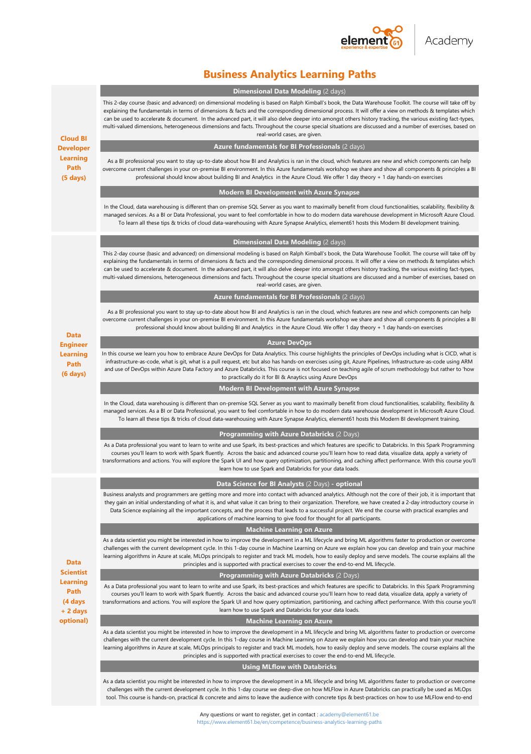# Business Analytics Learning Paths

## Cloud BI Developer Learning Path (5 days)

### Dimensional Data Modeling (2 days)

This 2-day course (basic and advanced) on dimensional modeling is based on Ralph Kimball's book, the Data Warehouse Toolkit. The course will take off by explaining the fundamentals in terms of dimensions & facts and the corresponding dimensional process. It will offer a view on methods & templates which can be used to accelerate & document. In the advanced part, it will also delve deeper into amongst others history tracking, the various existing fact-types, multi-valued dimensions, heterogeneous dimensions and facts. Throughout the course special situations are discussed and a number of exercises, based on real-world cases, are given.

### Azure fundamentals for BI Professionals (2 days)

As a BI professional you want to stay up-to-date about how BI and Analytics is ran in the cloud, which features are new and which components can help overcome current challenges in your on-premise BI environment. In this Azure fundamentals workshop we share and show all components & principles a BI professional should know about building BI and Analytics in the Azure Cloud. We offer 1 day theory + 1 day hands-on exercises

### Modern BI Development with Azure Synapse

In the Cloud, data warehousing is different than on-premise SQL Server as you want to maximally benefit from cloud functionalities, scalability, flexibility & managed services. As a BI or Data Professional, you want to feel comfortable in how to do modern data warehouse development in Microsoft Azure Cloud. To learn all these tips & tricks of cloud data-warehousing with Azure Synapse Analytics, element61 hosts this Modern BI development training.

## Data Engineer Learning Path (6 days)

### Dimensional Data Modeling (2 days)

This 2-day course (basic and advanced) on dimensional modeling is based on Ralph Kimball's book, the Data Warehouse Toolkit. The course will take off by explaining the fundamentals in terms of dimensions & facts and the corresponding dimensional process. It will offer a view on methods & templates which can be used to accelerate & document. In the advanced part, it will also delve deeper into amongst others history tracking, the various existing fact-types, multi-valued dimensions, heterogeneous dimensions and facts. Throughout the course special situations are discussed and a number of exercises, based on real-world cases, are given.

### Azure fundamentals for BI Professionals (2 days)

As a BI professional you want to stay up-to-date about how BI and Analytics is ran in the cloud, which features are new and which components can help overcome current challenges in your on-premise BI environment. In this Azure fundamentals workshop we share and show all components & principles a BI professional should know about building BI and Analytics in the Azure Cloud. We offer 1 day theory + 1 day hands-on exercises

### Azure DevOps

In this course we learn you how to embrace Azure DevOps for Data Analytics. This course highlights the principles of DevOps including what is CICD, what is infrastructure-as-code, what is git, what is a pull request, etc but also has hands-on exercises using git, Azure Pipelines, Infrastructure-as-code using ARM and use of DevOps within Azure Data Factory and Azure Databricks. This course is not focused on teaching agile of scrum methodology but rather to 'how to practically do it for BI & Anaytics using Azure DevOps

### Modern BI Development with Azure Synapse

In the Cloud, data warehousing is different than on-premise SQL Server as you want to maximally benefit from cloud functionalities, scalability, flexibility & managed services. As a BI or Data Professional, you want to feel comfortable in how to do modern data warehouse development in Microsoft Azure Cloud. To learn all these tips & tricks of cloud data-warehousing with Azure Synapse Analytics, element61 hosts this Modern BI development training.

### Programming with Azure Databricks (2 Days)

As a Data professional you want to learn to write and use Spark, its best-practices and which features are specific to Databricks. In this Spark Programming courses you'll learn to work with Spark fluently. Across the basic and advanced course you'll learn how to read data, visualize data, apply a variety of transformations and actions. You will explore the Spark UI and how query optimization, partitioning, and caching affect performance. With this course you'll learn how to use Spark and Databricks for your data loads.

## Data Scientist Learning Path (4 days + 2 days optional)

### Data Science for BI Analysts (2 Days) - optional

Business analysts and programmers are getting more and more into contact with advanced analytics. Although not the core of their job, it is important that they gain an initial understanding of what it is, and what value it can bring to their organization. Therefore, we have created a 2-day introductory course in Data Science explaining all the important concepts, and the process that leads to a successful project. We end the course with practical examples and applications of machine learning to give food for thought for all participants.

### Machine Learning on Azure

As a data scientist you might be interested in how to improve the development in a ML lifecycle and bring ML algorithms faster to production or overcome challenges with the current development cycle. In this 1-day course in Machine Learning on Azure we explain how you can develop and train your machine learning algorithms in Azure at scale, MLOps principals to register and track ML models, how to easily deploy and serve models. The course explains all the principles and is supported with practical exercises to cover the end-to-end ML lifecycle.

### Programming with Azure Databricks (2 Days)

As a Data professional you want to learn to write and use Spark, its best-practices and which features are specific to Databricks. In this Spark Programming courses you'll learn to work with Spark fluently. Across the basic and advanced course you'll learn how to read data, visualize data, apply a variety of transformations and actions. You will explore the Spark UI and how query optimization, partitioning, and caching affect performance. With this course you'll learn how to use Spark and Databricks for your data loads.

### Machine Learning on Azure

As a data scientist you might be interested in how to improve the development in a ML lifecycle and bring ML algorithms faster to production or overcome challenges with the current development cycle. In this 1-day course in Machine Learning on Azure we explain how you can develop and train your machine learning algorithms in Azure at scale, MLOps principals to register and track ML models, how to easily deploy and serve models. The course explains all the principles and is supported with practical exercises to cover the end-to-end ML lifecycle.

### Using MLflow with Databricks

As a data scientist you might be interested in how to improve the development in a ML lifecycle and bring ML algorithms faster to production or overcome challenges with the current development cycle. In this 1-day course we deep-dive on how MLFlow in Azure Databricks can practically be used as MLOps tool. This course is hands-on, practical & concrete and aims to leave the audience with concrete tips & best-practices on how to use MLFlow end-to-end

Any questions or want to register, get in contact : academy@element61.be
https://www.element61.be/en/competence/business-analytics-learning-paths